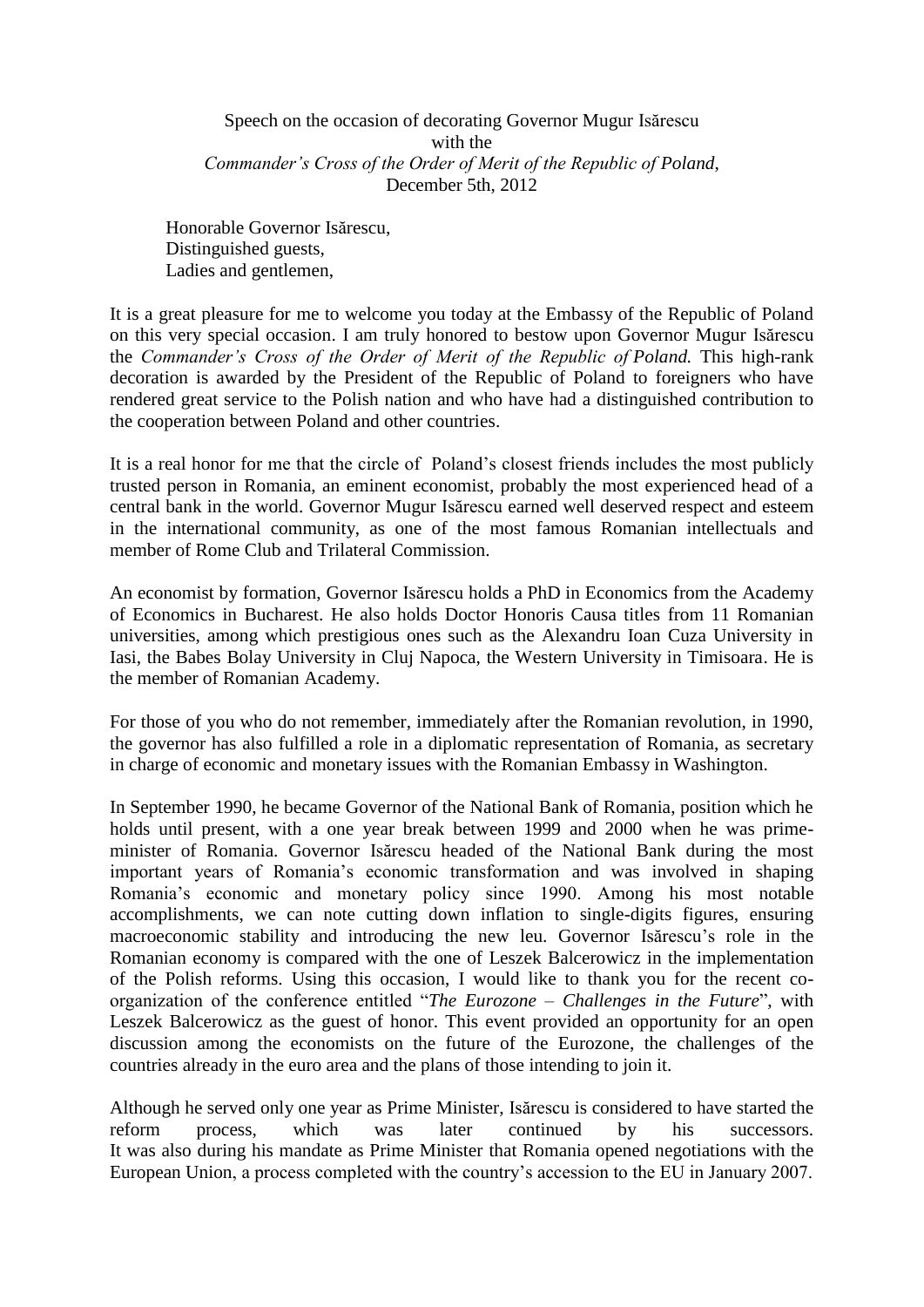Speech on the occasion of decorating Governor Mugur Isărescu
with the
*Commander's Cross of the Order of Merit of the Republic of Poland*,
December 5th, 2012

Honorable Governor Isărescu,
Distinguished guests,
Ladies and gentlemen,

It is a great pleasure for me to welcome you today at the Embassy of the Republic of Poland on this very special occasion. I am truly honored to bestow upon Governor Mugur Isărescu the *Commander's Cross of the Order of Merit of the Republic of Poland.* This high-rank decoration is awarded by the President of the Republic of Poland to foreigners who have rendered great service to the Polish nation and who have had a distinguished contribution to the cooperation between Poland and other countries.

It is a real honor for me that the circle of Poland's closest friends includes the most publicly trusted person in Romania, an eminent economist, probably the most experienced head of a central bank in the world. Governor Mugur Isărescu earned well deserved respect and esteem in the international community, as one of the most famous Romanian intellectuals and member of Rome Club and Trilateral Commission.

An economist by formation, Governor Isărescu holds a PhD in Economics from the Academy of Economics in Bucharest. He also holds Doctor Honoris Causa titles from 11 Romanian universities, among which prestigious ones such as the Alexandru Ioan Cuza University in Iasi, the Babes Bolay University in Cluj Napoca, the Western University in Timisoara. He is the member of Romanian Academy.

For those of you who do not remember, immediately after the Romanian revolution, in 1990, the governor has also fulfilled a role in a diplomatic representation of Romania, as secretary in charge of economic and monetary issues with the Romanian Embassy in Washington.

In September 1990, he became Governor of the National Bank of Romania, position which he holds until present, with a one year break between 1999 and 2000 when he was prime-minister of Romania. Governor Isărescu headed of the National Bank during the most important years of Romania's economic transformation and was involved in shaping Romania's economic and monetary policy since 1990. Among his most notable accomplishments, we can note cutting down inflation to single-digits figures, ensuring macroeconomic stability and introducing the new leu. Governor Isărescu's role in the Romanian economy is compared with the one of Leszek Balcerowicz in the implementation of the Polish reforms. Using this occasion, I would like to thank you for the recent co-organization of the conference entitled "*The Eurozone – Challenges in the Future*", with Leszek Balcerowicz as the guest of honor. This event provided an opportunity for an open discussion among the economists on the future of the Eurozone, the challenges of the countries already in the euro area and the plans of those intending to join it.

Although he served only one year as Prime Minister, Isărescu is considered to have started the reform process, which was later continued by his successors.
It was also during his mandate as Prime Minister that Romania opened negotiations with the European Union, a process completed with the country's accession to the EU in January 2007.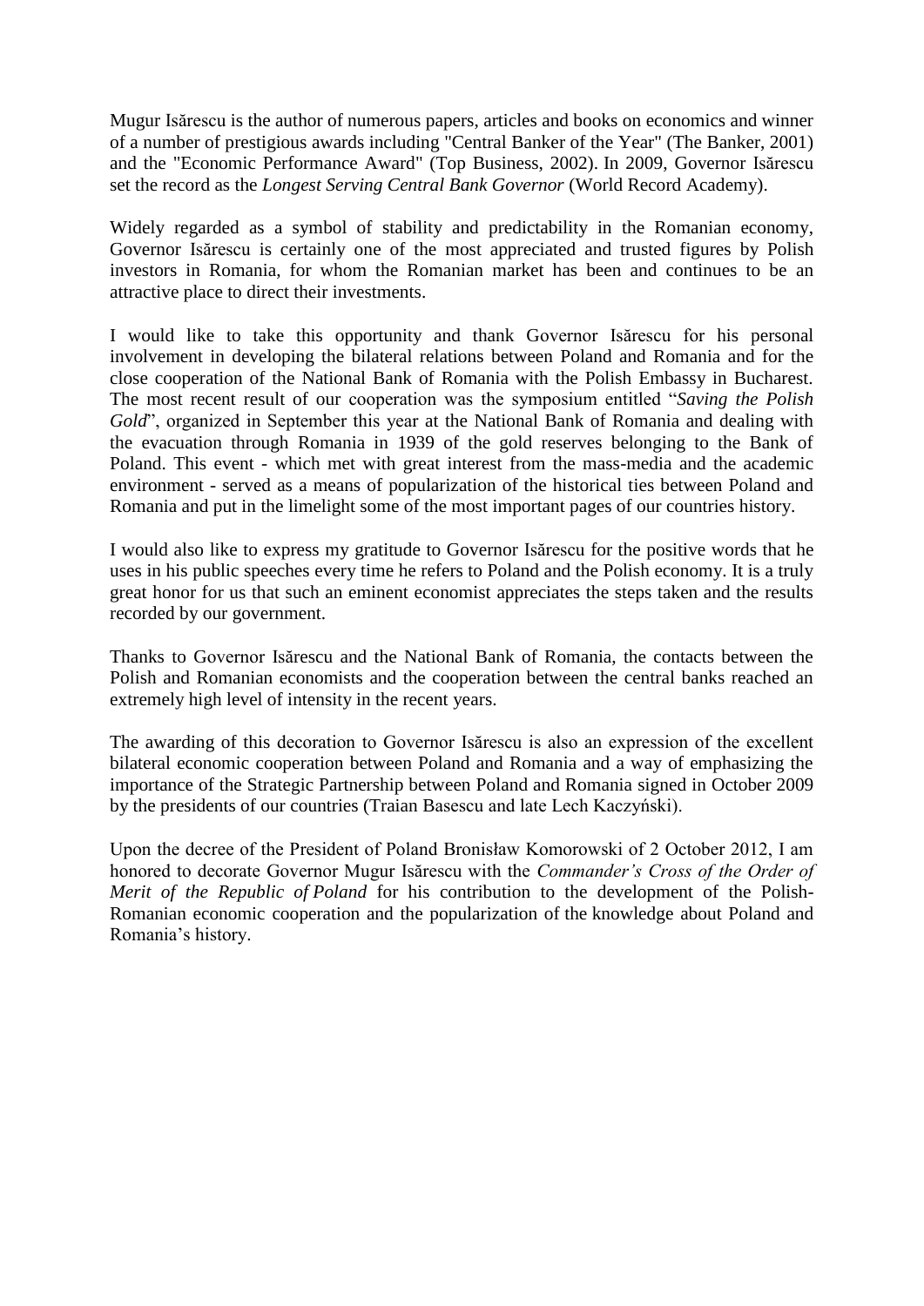Mugur Isărescu is the author of numerous papers, articles and books on economics and winner of a number of prestigious awards including "Central Banker of the Year" (The Banker, 2001) and the "Economic Performance Award" (Top Business, 2002). In 2009, Governor Isărescu set the record as the *Longest Serving Central Bank Governor* (World Record Academy).

Widely regarded as a symbol of stability and predictability in the Romanian economy, Governor Isărescu is certainly one of the most appreciated and trusted figures by Polish investors in Romania, for whom the Romanian market has been and continues to be an attractive place to direct their investments.

I would like to take this opportunity and thank Governor Isărescu for his personal involvement in developing the bilateral relations between Poland and Romania and for the close cooperation of the National Bank of Romania with the Polish Embassy in Bucharest. The most recent result of our cooperation was the symposium entitled "*Saving the Polish Gold*", organized in September this year at the National Bank of Romania and dealing with the evacuation through Romania in 1939 of the gold reserves belonging to the Bank of Poland. This event - which met with great interest from the mass-media and the academic environment - served as a means of popularization of the historical ties between Poland and Romania and put in the limelight some of the most important pages of our countries history.

I would also like to express my gratitude to Governor Isărescu for the positive words that he uses in his public speeches every time he refers to Poland and the Polish economy. It is a truly great honor for us that such an eminent economist appreciates the steps taken and the results recorded by our government.

Thanks to Governor Isărescu and the National Bank of Romania, the contacts between the Polish and Romanian economists and the cooperation between the central banks reached an extremely high level of intensity in the recent years.

The awarding of this decoration to Governor Isărescu is also an expression of the excellent bilateral economic cooperation between Poland and Romania and a way of emphasizing the importance of the Strategic Partnership between Poland and Romania signed in October 2009 by the presidents of our countries (Traian Basescu and late Lech Kaczyński).

Upon the decree of the President of Poland Bronisław Komorowski of 2 October 2012, I am honored to decorate Governor Mugur Isărescu with the *Commander's Cross of the Order of Merit of the Republic of Poland* for his contribution to the development of the Polish-Romanian economic cooperation and the popularization of the knowledge about Poland and Romania's history.